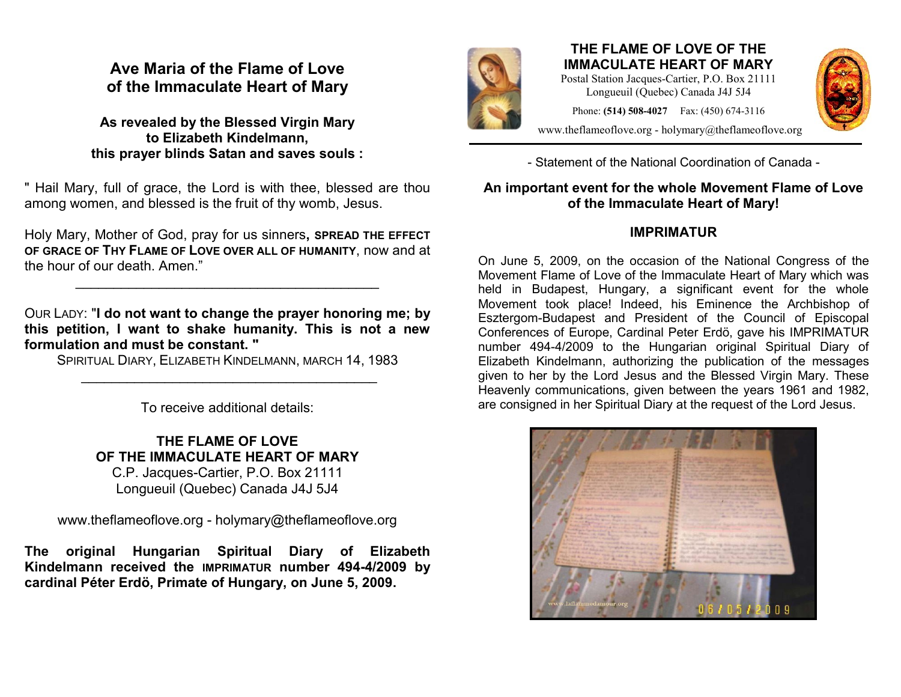## Ave Maria of the Flame of Love of the Immaculate Heart of Mary

**As revealed by the Blessed Virgin Mary to Elizabeth Kindelmann, this prayer blinds Satan and saves souls :**

" Hail Mary, full of grace, the Lord is with thee, blessed are thou among women, and blessed is the fruit of thy womb, Jesus.

Holy Mary, Mother of God, pray for us sinners, **SPREAD THE EFFECT OF GRACE OF THY FLAME OF LOVE OVER ALL OF HUMANITY**, now and at the hour of our death. Amen."

---

OUR LADY: "**I do not want to change the prayer honoring me; by this petition, I want to shake humanity. This is not a new formulation and must be constant. "**

SPIRITUAL DIARY, ELIZABETH KINDELMANN, MARCH 14, 1983

---

To receive additional details:

**THE FLAME OF LOVE OF THE IMMACULATE HEART OF MARY**
C.P. Jacques-Cartier, P.O. Box 21111
Longueuil (Quebec) Canada J4J 5J4

www.theflameoflove.org - holymary@theflameoflove.org

**The original Hungarian Spiritual Diary of Elizabeth Kindelmann received the IMPRIMATUR number 494-4/2009 by cardinal Péter Erdö, Primate of Hungary, on June 5, 2009.**

## THE FLAME OF LOVE OF THE IMMACULATE HEART OF MARY

Postal Station Jacques-Cartier, P.O. Box 21111
Longueuil (Quebec) Canada J4J 5J4

Phone: **(514) 508-4027** Fax: (450) 674-3116

www.theflameoflove.org - holymary@theflameoflove.org

---

- Statement of the National Coordination of Canada -

### An important event for the whole Movement Flame of Love of the Immaculate Heart of Mary!

### IMPRIMATUR

On June 5, 2009, on the occasion of the National Congress of the Movement Flame of Love of the Immaculate Heart of Mary which was held in Budapest, Hungary, a significant event for the whole Movement took place! Indeed, his Eminence the Archbishop of Esztergom-Budapest and President of the Council of Episcopal Conferences of Europe, Cardinal Peter Erdö, gave his IMPRIMATUR number 494-4/2009 to the Hungarian original Spiritual Diary of Elizabeth Kindelmann, authorizing the publication of the messages given to her by the Lord Jesus and the Blessed Virgin Mary. These Heavenly communications, given between the years 1961 and 1982, are consigned in her Spiritual Diary at the request of the Lord Jesus.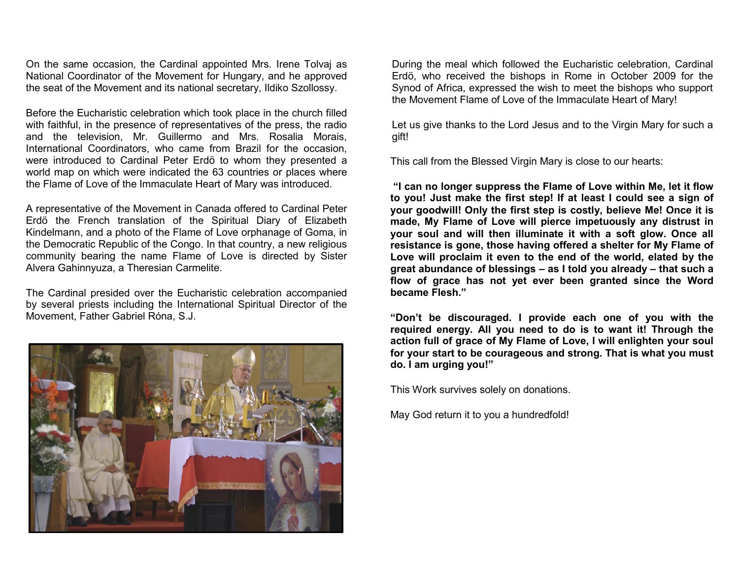On the same occasion, the Cardinal appointed Mrs. Irene Tolvaj as National Coordinator of the Movement for Hungary, and he approved the seat of the Movement and its national secretary, Ildiko Szollossy.

Before the Eucharistic celebration which took place in the church filled with faithful, in the presence of representatives of the press, the radio and the television, Mr. Guillermo and Mrs. Rosalia Morais, International Coordinators, who came from Brazil for the occasion, were introduced to Cardinal Peter Erdö to whom they presented a world map on which were indicated the 63 countries or places where the Flame of Love of the Immaculate Heart of Mary was introduced.

A representative of the Movement in Canada offered to Cardinal Peter Erdö the French translation of the Spiritual Diary of Elizabeth Kindelmann, and a photo of the Flame of Love orphanage of Goma, in the Democratic Republic of the Congo. In that country, a new religious community bearing the name Flame of Love is directed by Sister Alvera Gahinnyuza, a Theresian Carmelite.

The Cardinal presided over the Eucharistic celebration accompanied by several priests including the International Spiritual Director of the Movement, Father Gabriel Róna, S.J.

During the meal which followed the Eucharistic celebration, Cardinal Erdö, who received the bishops in Rome in October 2009 for the Synod of Africa, expressed the wish to meet the bishops who support the Movement Flame of Love of the Immaculate Heart of Mary!

Let us give thanks to the Lord Jesus and to the Virgin Mary for such a gift!

This call from the Blessed Virgin Mary is close to our hearts:

**"I can no longer suppress the Flame of Love within Me, let it flow to you! Just make the first step! If at least I could see a sign of your goodwill! Only the first step is costly, believe Me! Once it is made, My Flame of Love will pierce impetuously any distrust in your soul and will then illuminate it with a soft glow. Once all resistance is gone, those having offered a shelter for My Flame of Love will proclaim it even to the end of the world, elated by the great abundance of blessings – as I told you already – that such a flow of grace has not yet ever been granted since the Word became Flesh."**

**"Don't be discouraged. I provide each one of you with the required energy. All you need to do is to want it! Through the action full of grace of My Flame of Love, I will enlighten your soul for your start to be courageous and strong. That is what you must do. I am urging you!"**

This Work survives solely on donations.

May God return it to you a hundredfold!